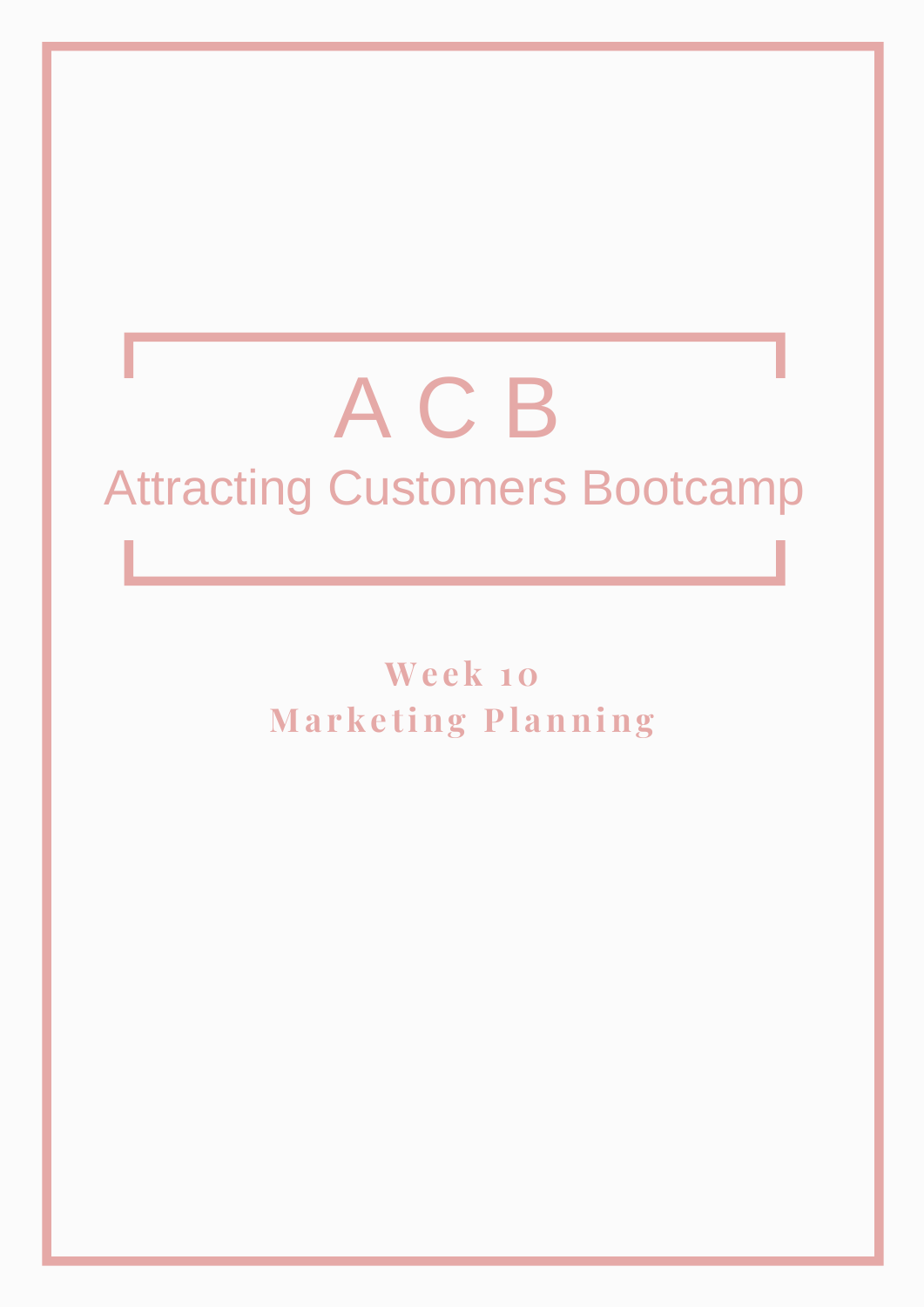# A C B

## Attracting Customers Bootcamp

**Week 10**

**Marketing Planning**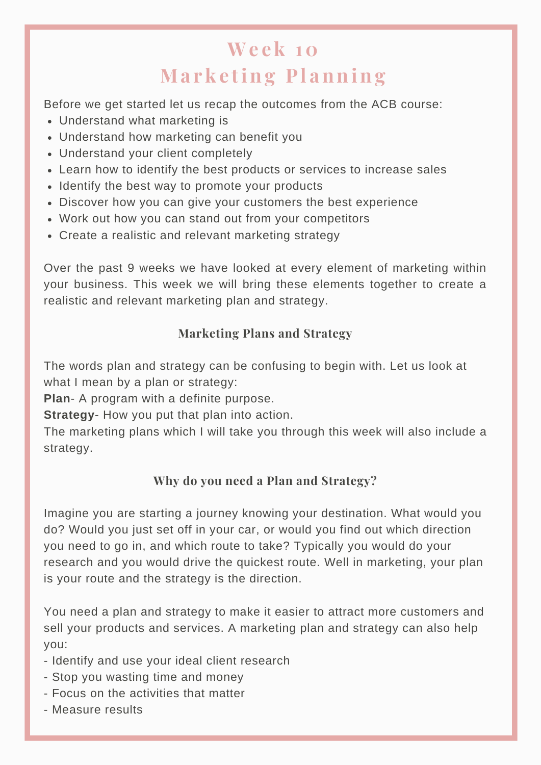# Week 10
# Marketing Planning

Before we get started let us recap the outcomes from the ACB course:

- Understand what marketing is
- Understand how marketing can benefit you
- Understand your client completely
- Learn how to identify the best products or services to increase sales
- Identify the best way to promote your products
- Discover how you can give your customers the best experience
- Work out how you can stand out from your competitors
- Create a realistic and relevant marketing strategy

Over the past 9 weeks we have looked at every element of marketing within your business. This week we will bring these elements together to create a realistic and relevant marketing plan and strategy.

### Marketing Plans and Strategy

The words plan and strategy can be confusing to begin with. Let us look at what I mean by a plan or strategy:

**Plan**- A program with a definite purpose.

**Strategy**- How you put that plan into action.

The marketing plans which I will take you through this week will also include a strategy.

### Why do you need a Plan and Strategy?

Imagine you are starting a journey knowing your destination. What would you do? Would you just set off in your car, or would you find out which direction you need to go in, and which route to take? Typically you would do your research and you would drive the quickest route. Well in marketing, your plan is your route and the strategy is the direction.

You need a plan and strategy to make it easier to attract more customers and sell your products and services. A marketing plan and strategy can also help you:

- Identify and use your ideal client research
- Stop you wasting time and money
- Focus on the activities that matter
- Measure results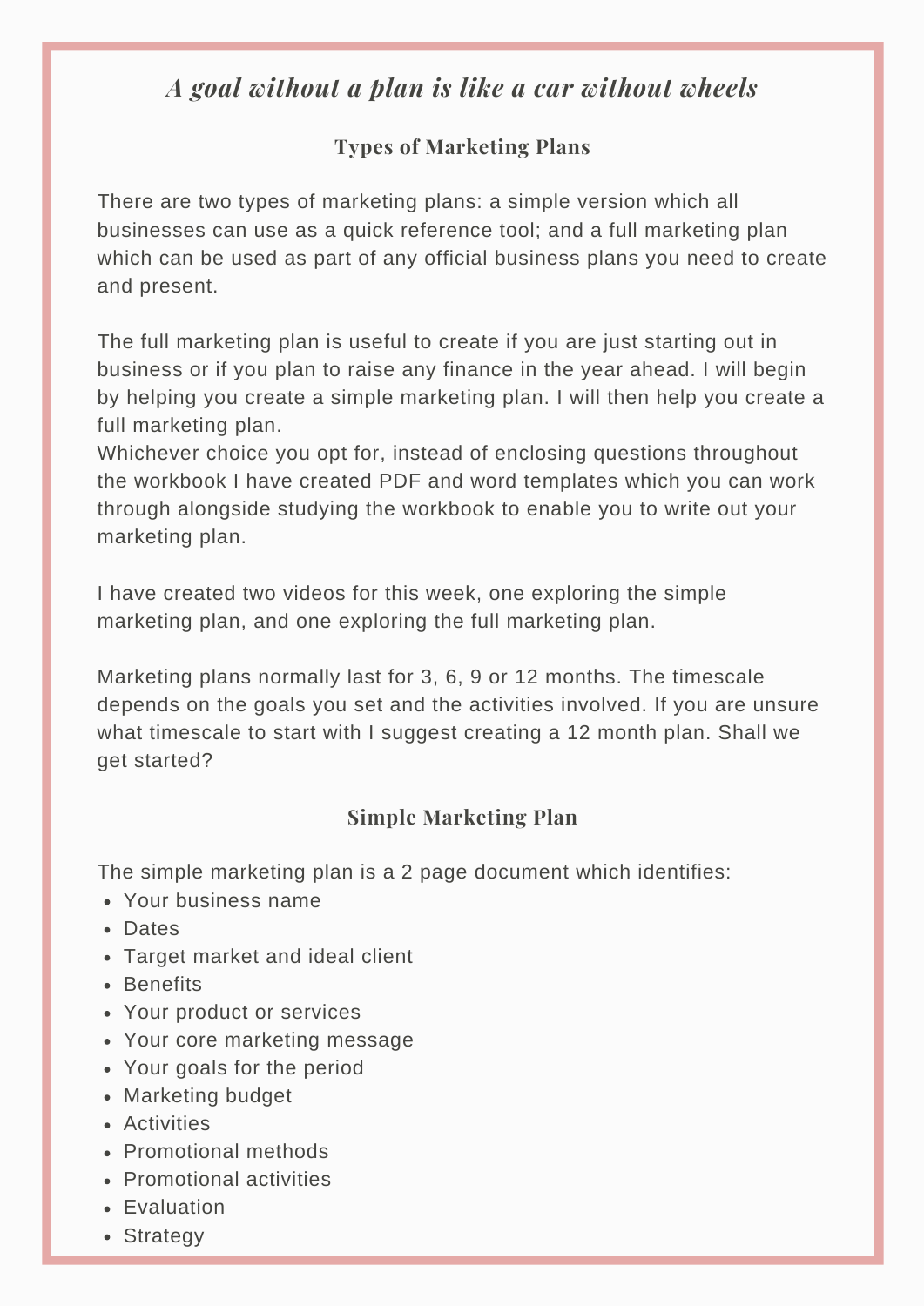## *A goal without a plan is like a car without wheels*

### Types of Marketing Plans

There are two types of marketing plans: a simple version which all businesses can use as a quick reference tool; and a full marketing plan which can be used as part of any official business plans you need to create and present.

The full marketing plan is useful to create if you are just starting out in business or if you plan to raise any finance in the year ahead. I will begin by helping you create a simple marketing plan. I will then help you create a full marketing plan.
Whichever choice you opt for, instead of enclosing questions throughout the workbook I have created PDF and word templates which you can work through alongside studying the workbook to enable you to write out your marketing plan.

I have created two videos for this week, one exploring the simple marketing plan, and one exploring the full marketing plan.

Marketing plans normally last for 3, 6, 9 or 12 months. The timescale depends on the goals you set and the activities involved. If you are unsure what timescale to start with I suggest creating a 12 month plan. Shall we get started?

### Simple Marketing Plan

The simple marketing plan is a 2 page document which identifies:

- Your business name
- Dates
- Target market and ideal client
- Benefits
- Your product or services
- Your core marketing message
- Your goals for the period
- Marketing budget
- Activities
- Promotional methods
- Promotional activities
- Evaluation
- Strategy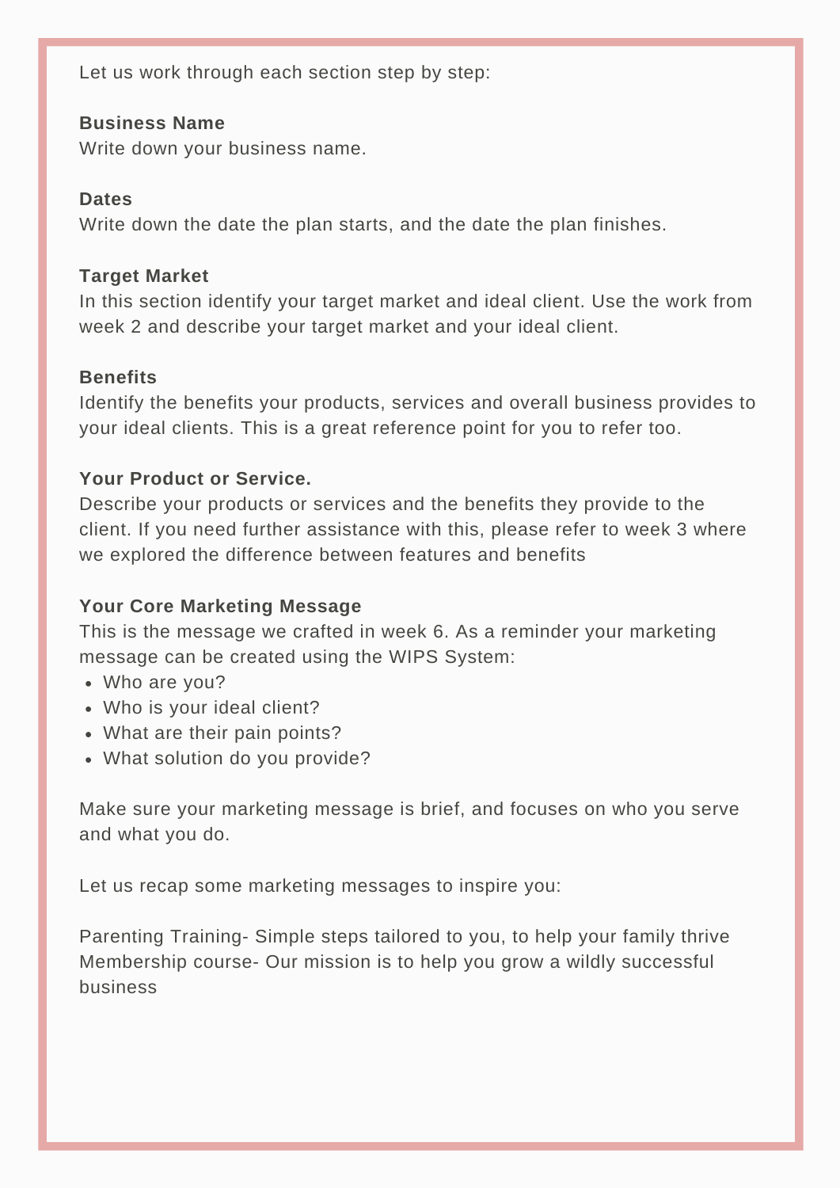Let us work through each section step by step:

**Business Name**
Write down your business name.

**Dates**
Write down the date the plan starts, and the date the plan finishes.

**Target Market**
In this section identify your target market and ideal client. Use the work from week 2 and describe your target market and your ideal client.

**Benefits**
Identify the benefits your products, services and overall business provides to your ideal clients. This is a great reference point for you to refer too.

**Your Product or Service.**
Describe your products or services and the benefits they provide to the client. If you need further assistance with this, please refer to week 3 where we explored the difference between features and benefits

**Your Core Marketing Message**
This is the message we crafted in week 6. As a reminder your marketing message can be created using the WIPS System:

- Who are you?
- Who is your ideal client?
- What are their pain points?
- What solution do you provide?

Make sure your marketing message is brief, and focuses on who you serve and what you do.

Let us recap some marketing messages to inspire you:

Parenting Training- Simple steps tailored to you, to help your family thrive
Membership course- Our mission is to help you grow a wildly successful business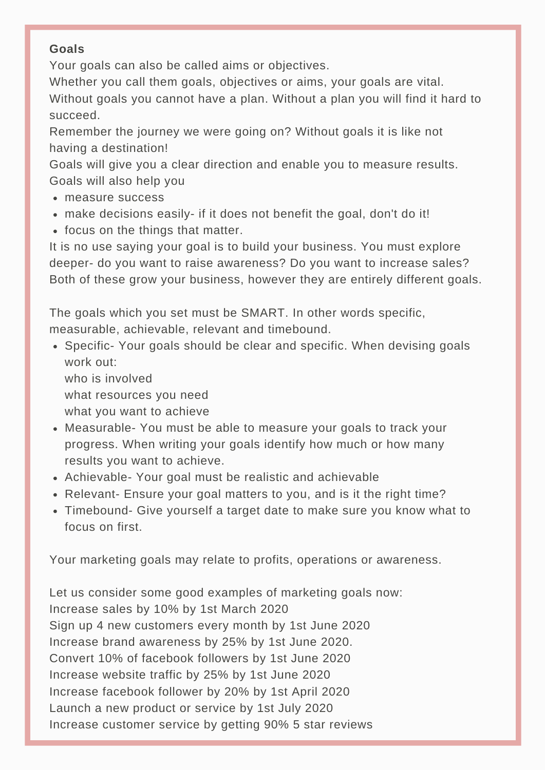**Goals**

Your goals can also be called aims or objectives.
Whether you call them goals, objectives or aims, your goals are vital.
Without goals you cannot have a plan. Without a plan you will find it hard to succeed.
Remember the journey we were going on? Without goals it is like not having a destination!
Goals will give you a clear direction and enable you to measure results.
Goals will also help you

- measure success
- make decisions easily- if it does not benefit the goal, don't do it!
- focus on the things that matter.

It is no use saying your goal is to build your business. You must explore deeper- do you want to raise awareness? Do you want to increase sales? Both of these grow your business, however they are entirely different goals.

The goals which you set must be SMART. In other words specific, measurable, achievable, relevant and timebound.

- Specific- Your goals should be clear and specific. When devising goals work out:
  who is involved
  what resources you need
  what you want to achieve
- Measurable- You must be able to measure your goals to track your progress. When writing your goals identify how much or how many results you want to achieve.
- Achievable- Your goal must be realistic and achievable
- Relevant- Ensure your goal matters to you, and is it the right time?
- Timebound- Give yourself a target date to make sure you know what to focus on first.

Your marketing goals may relate to profits, operations or awareness.

Let us consider some good examples of marketing goals now:
Increase sales by 10% by 1st March 2020
Sign up 4 new customers every month by 1st June 2020
Increase brand awareness by 25% by 1st June 2020.
Convert 10% of facebook followers by 1st June 2020
Increase website traffic by 25% by 1st June 2020
Increase facebook follower by 20% by 1st April 2020
Launch a new product or service by 1st July 2020
Increase customer service by getting 90% 5 star reviews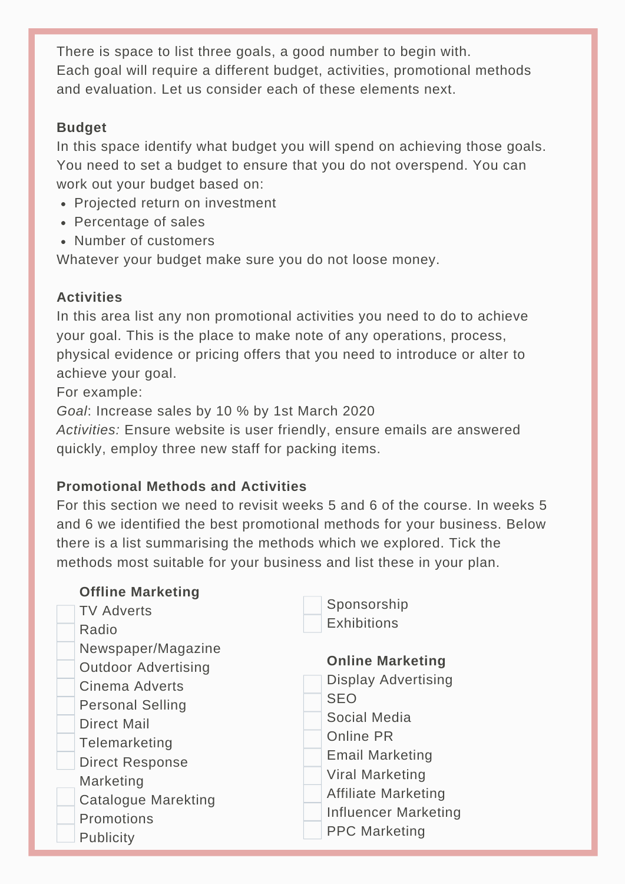There is space to list three goals, a good number to begin with. Each goal will require a different budget, activities, promotional methods and evaluation. Let us consider each of these elements next.

**Budget**

In this space identify what budget you will spend on achieving those goals. You need to set a budget to ensure that you do not overspend. You can work out your budget based on:

- Projected return on investment
- Percentage of sales
- Number of customers

Whatever your budget make sure you do not loose money.

**Activities**

In this area list any non promotional activities you need to do to achieve your goal. This is the place to make note of any operations, process, physical evidence or pricing offers that you need to introduce or alter to achieve your goal.

For example:

*Goal*: Increase sales by 10 % by 1st March 2020

*Activities:* Ensure website is user friendly, ensure emails are answered quickly, employ three new staff for packing items.

**Promotional Methods and Activities**

For this section we need to revisit weeks 5 and 6 of the course. In weeks 5 and 6 we identified the best promotional methods for your business. Below there is a list summarising the methods which we explored. Tick the methods most suitable for your business and list these in your plan.

**Offline Marketing**

- [ ] TV Adverts
- [ ] Radio
- [ ] Newspaper/Magazine
- [ ] Outdoor Advertising
- [ ] Cinema Adverts
- [ ] Personal Selling
- [ ] Direct Mail
- [ ] Telemarketing
- [ ] Direct Response Marketing
- [ ] Catalogue Marekting
- [ ] Promotions
- [ ] Publicity
- [ ] Sponsorship
- [ ] Exhibitions

**Online Marketing**

- [ ] Display Advertising
- [ ] SEO
- [ ] Social Media
- [ ] Online PR
- [ ] Email Marketing
- [ ] Viral Marketing
- [ ] Affiliate Marketing
- [ ] Influencer Marketing
- [ ] PPC Marketing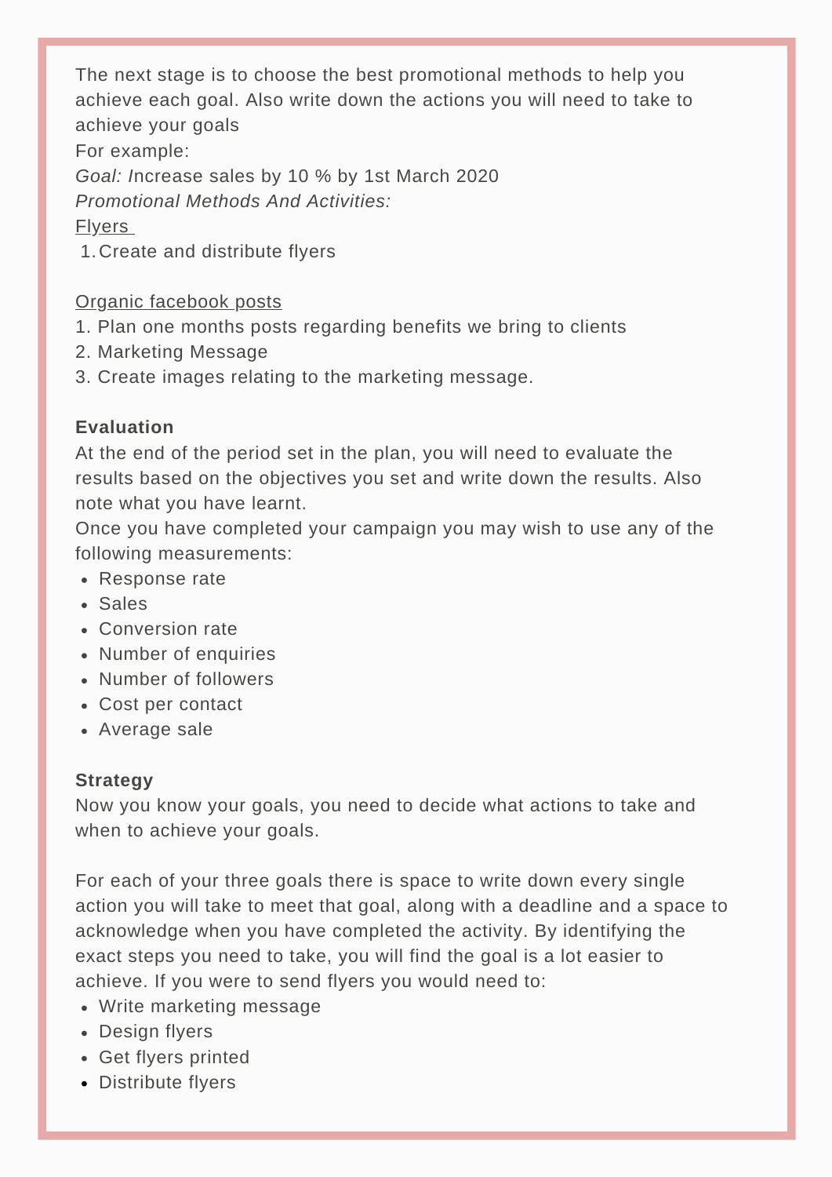The next stage is to choose the best promotional methods to help you achieve each goal. Also write down the actions you will need to take to achieve your goals

For example:

*Goal: I*ncrease sales by 10 % by 1st March 2020

*Promotional Methods And Activities:*

<u>Flyers</u>

1. Create and distribute flyers

<u>Organic facebook posts</u>

1. Plan one months posts regarding benefits we bring to clients
2. Marketing Message
3. Create images relating to the marketing message.

**Evaluation**

At the end of the period set in the plan, you will need to evaluate the results based on the objectives you set and write down the results. Also note what you have learnt.

Once you have completed your campaign you may wish to use any of the following measurements:

- Response rate
- Sales
- Conversion rate
- Number of enquiries
- Number of followers
- Cost per contact
- Average sale

**Strategy**

Now you know your goals, you need to decide what actions to take and when to achieve your goals.

For each of your three goals there is space to write down every single action you will take to meet that goal, along with a deadline and a space to acknowledge when you have completed the activity. By identifying the exact steps you need to take, you will find the goal is a lot easier to achieve. If you were to send flyers you would need to:

- Write marketing message
- Design flyers
- Get flyers printed
- Distribute flyers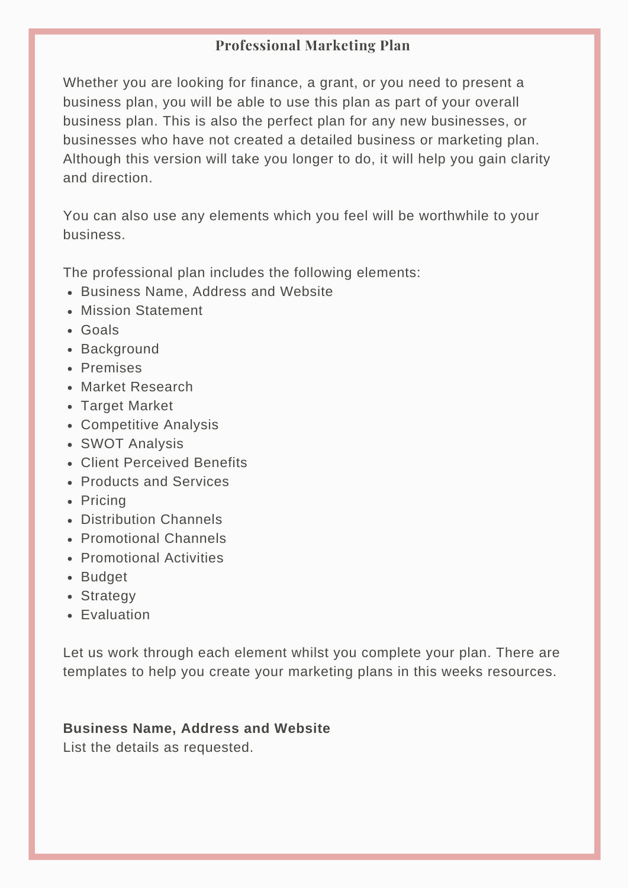## Professional Marketing Plan

Whether you are looking for finance, a grant, or you need to present a business plan, you will be able to use this plan as part of your overall business plan. This is also the perfect plan for any new businesses, or businesses who have not created a detailed business or marketing plan. Although this version will take you longer to do, it will help you gain clarity and direction.

You can also use any elements which you feel will be worthwhile to your business.

The professional plan includes the following elements:

- Business Name, Address and Website
- Mission Statement
- Goals
- Background
- Premises
- Market Research
- Target Market
- Competitive Analysis
- SWOT Analysis
- Client Perceived Benefits
- Products and Services
- Pricing
- Distribution Channels
- Promotional Channels
- Promotional Activities
- Budget
- Strategy
- Evaluation

Let us work through each element whilst you complete your plan. There are templates to help you create your marketing plans in this weeks resources.

**Business Name, Address and Website**
List the details as requested.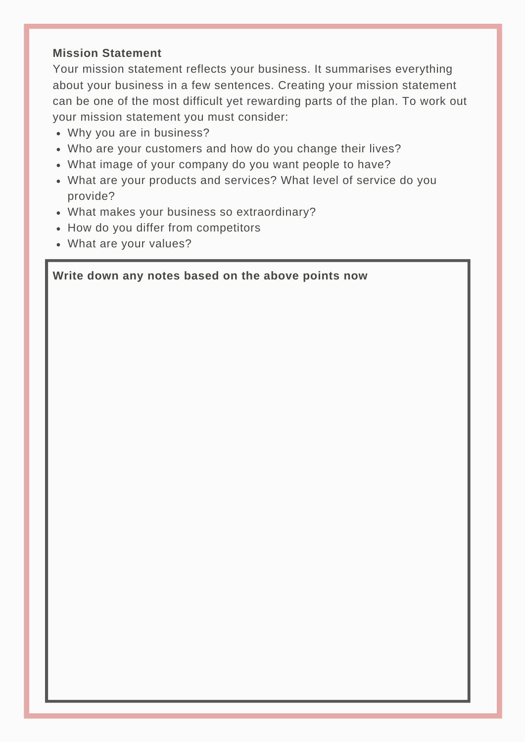**Mission Statement**

Your mission statement reflects your business. It summarises everything about your business in a few sentences. Creating your mission statement can be one of the most difficult yet rewarding parts of the plan. To work out your mission statement you must consider:

- Why you are in business?
- Who are your customers and how do you change their lives?
- What image of your company do you want people to have?
- What are your products and services? What level of service do you provide?
- What makes your business so extraordinary?
- How do you differ from competitors
- What are your values?

**Write down any notes based on the above points now**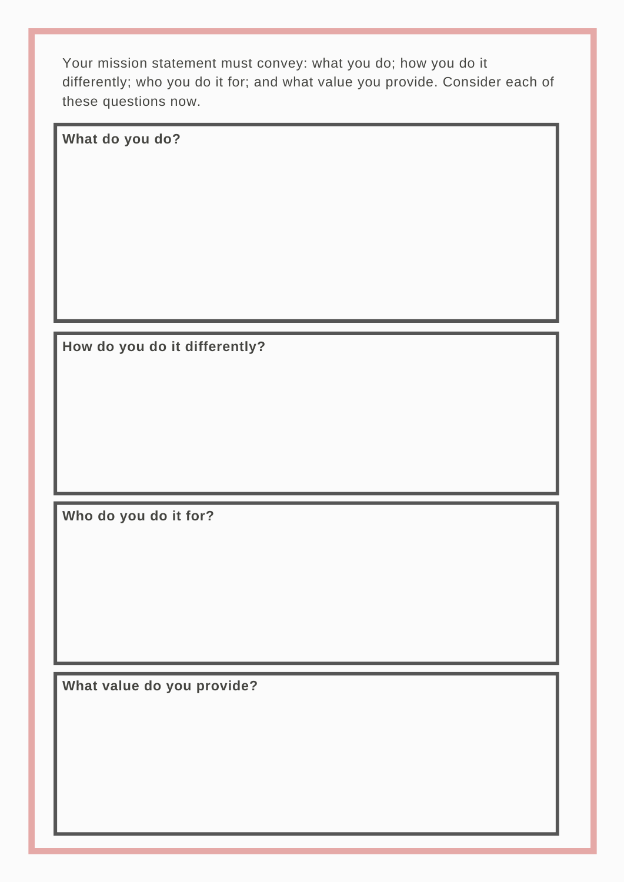Your mission statement must convey: what you do; how you do it differently; who you do it for; and what value you provide. Consider each of these questions now.

**What do you do?**

**How do you do it differently?**

**Who do you do it for?**

**What value do you provide?**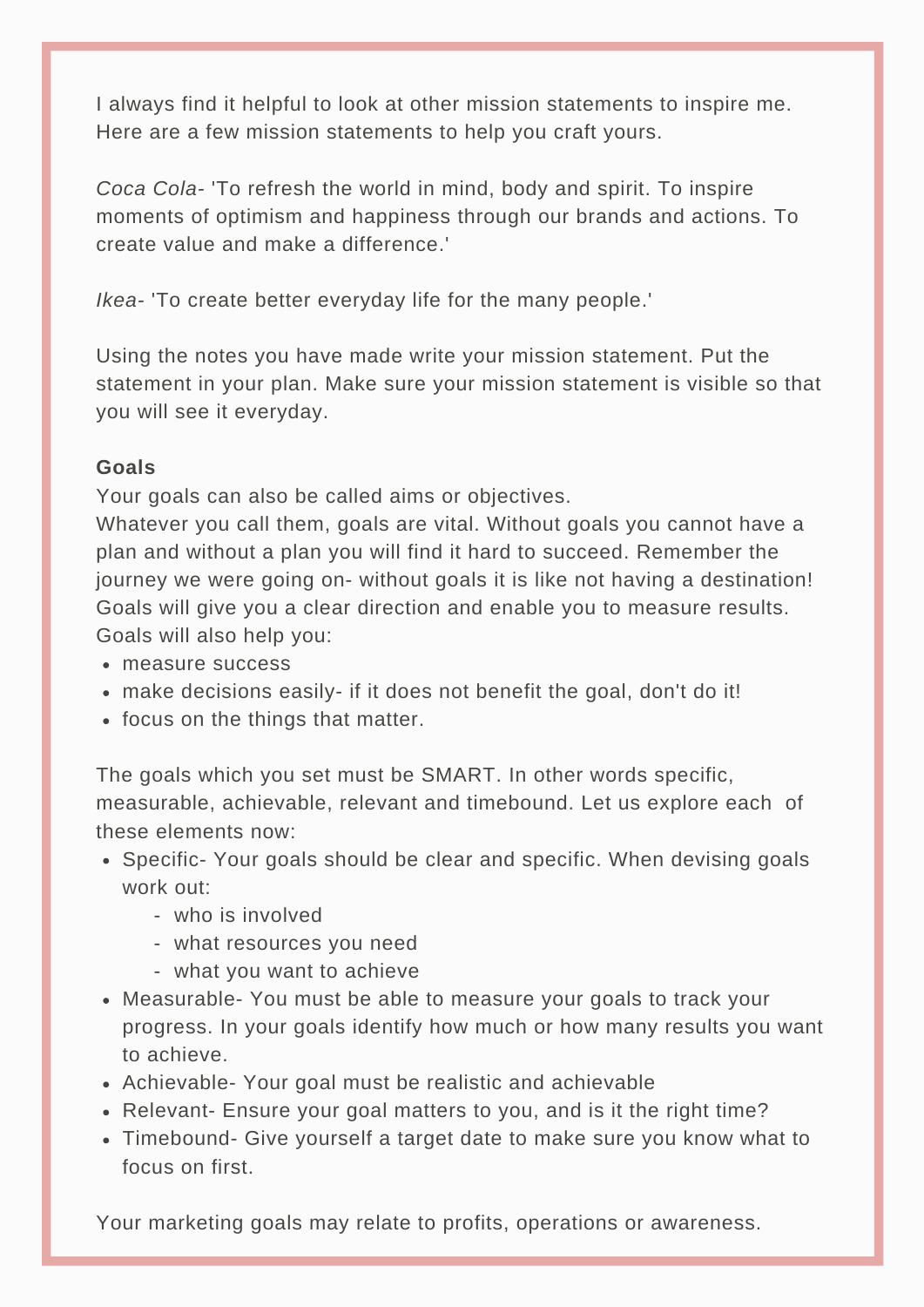I always find it helpful to look at other mission statements to inspire me. Here are a few mission statements to help you craft yours.

*Coca Cola*- 'To refresh the world in mind, body and spirit. To inspire moments of optimism and happiness through our brands and actions. To create value and make a difference.'

*Ikea*- 'To create better everyday life for the many people.'

Using the notes you have made write your mission statement. Put the statement in your plan. Make sure your mission statement is visible so that you will see it everyday.

**Goals**

Your goals can also be called aims or objectives.
Whatever you call them, goals are vital. Without goals you cannot have a plan and without a plan you will find it hard to succeed. Remember the journey we were going on- without goals it is like not having a destination! Goals will give you a clear direction and enable you to measure results. Goals will also help you:

- measure success
- make decisions easily- if it does not benefit the goal, don't do it!
- focus on the things that matter.

The goals which you set must be SMART. In other words specific, measurable, achievable, relevant and timebound. Let us explore each of these elements now:

- Specific- Your goals should be clear and specific. When devising goals work out:
  - who is involved
  - what resources you need
  - what you want to achieve
- Measurable- You must be able to measure your goals to track your progress. In your goals identify how much or how many results you want to achieve.
- Achievable- Your goal must be realistic and achievable
- Relevant- Ensure your goal matters to you, and is it the right time?
- Timebound- Give yourself a target date to make sure you know what to focus on first.

Your marketing goals may relate to profits, operations or awareness.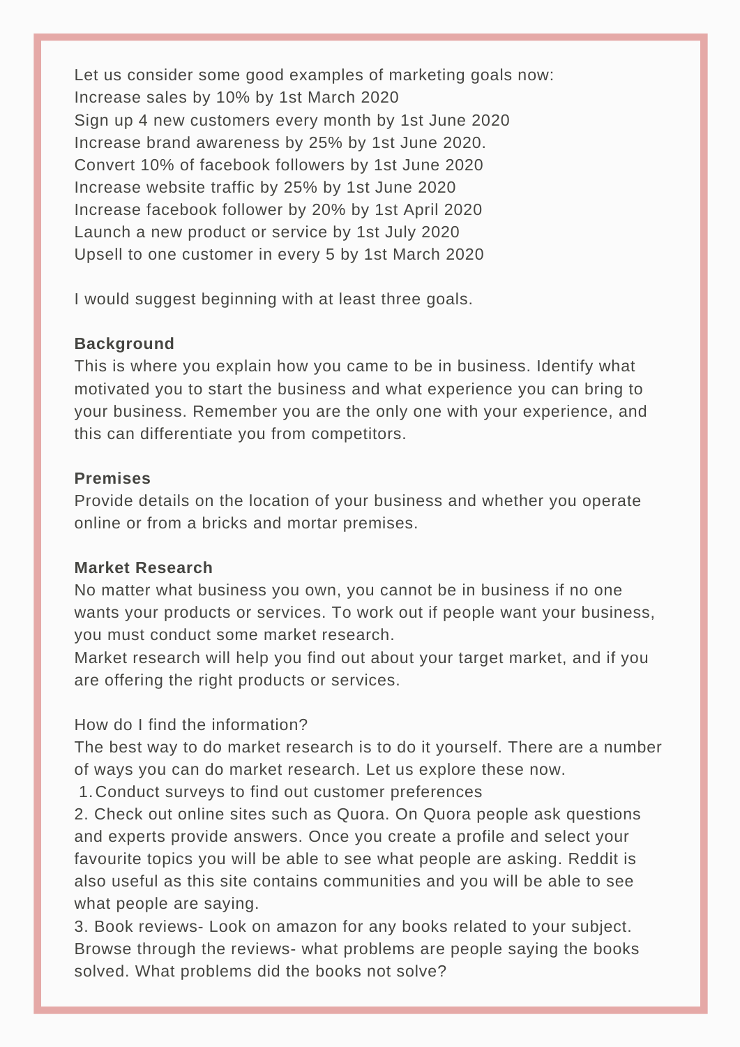Let us consider some good examples of marketing goals now:
Increase sales by 10% by 1st March 2020
Sign up 4 new customers every month by 1st June 2020
Increase brand awareness by 25% by 1st June 2020.
Convert 10% of facebook followers by 1st June 2020
Increase website traffic by 25% by 1st June 2020
Increase facebook follower by 20% by 1st April 2020
Launch a new product or service by 1st July 2020
Upsell to one customer in every 5 by 1st March 2020

I would suggest beginning with at least three goals.

**Background**
This is where you explain how you came to be in business. Identify what motivated you to start the business and what experience you can bring to your business. Remember you are the only one with your experience, and this can differentiate you from competitors.

**Premises**
Provide details on the location of your business and whether you operate online or from a bricks and mortar premises.

**Market Research**
No matter what business you own, you cannot be in business if no one wants your products or services. To work out if people want your business, you must conduct some market research.
Market research will help you find out about your target market, and if you are offering the right products or services.

How do I find the information?
The best way to do market research is to do it yourself. There are a number of ways you can do market research. Let us explore these now.

1. Conduct surveys to find out customer preferences
2. Check out online sites such as Quora. On Quora people ask questions and experts provide answers. Once you create a profile and select your favourite topics you will be able to see what people are asking. Reddit is also useful as this site contains communities and you will be able to see what people are saying.
3. Book reviews- Look on amazon for any books related to your subject. Browse through the reviews- what problems are people saying the books solved. What problems did the books not solve?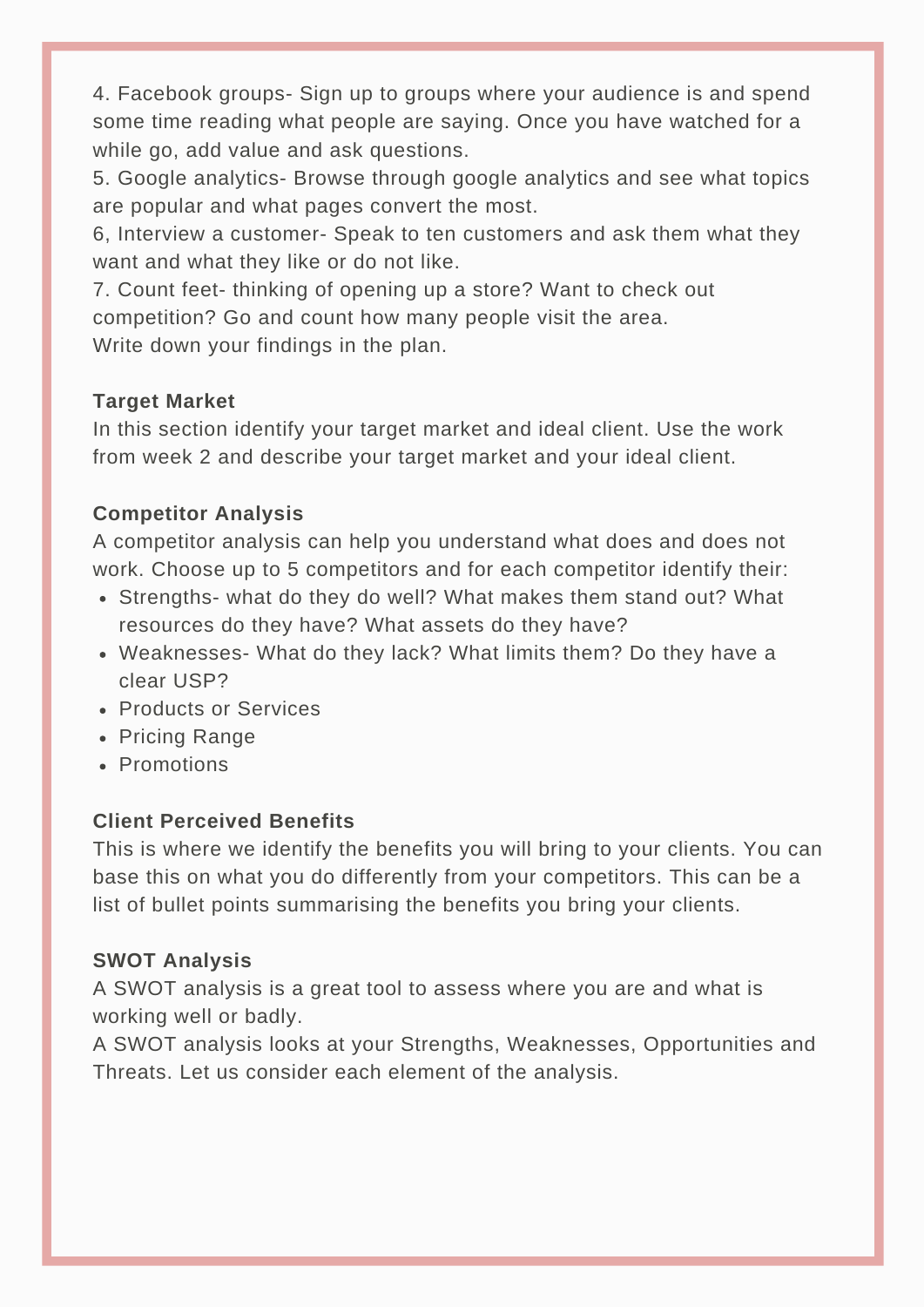4. Facebook groups- Sign up to groups where your audience is and spend some time reading what people are saying. Once you have watched for a while go, add value and ask questions.
5. Google analytics- Browse through google analytics and see what topics are popular and what pages convert the most.
6, Interview a customer- Speak to ten customers and ask them what they want and what they like or do not like.
7. Count feet- thinking of opening up a store? Want to check out competition? Go and count how many people visit the area.
Write down your findings in the plan.

**Target Market**

In this section identify your target market and ideal client. Use the work from week 2 and describe your target market and your ideal client.

**Competitor Analysis**

A competitor analysis can help you understand what does and does not work. Choose up to 5 competitors and for each competitor identify their:

- Strengths- what do they do well? What makes them stand out? What resources do they have? What assets do they have?
- Weaknesses- What do they lack? What limits them? Do they have a clear USP?
- Products or Services
- Pricing Range
- Promotions

**Client Perceived Benefits**

This is where we identify the benefits you will bring to your clients. You can base this on what you do differently from your competitors. This can be a list of bullet points summarising the benefits you bring your clients.

**SWOT Analysis**

A SWOT analysis is a great tool to assess where you are and what is working well or badly.
A SWOT analysis looks at your Strengths, Weaknesses, Opportunities and Threats. Let us consider each element of the analysis.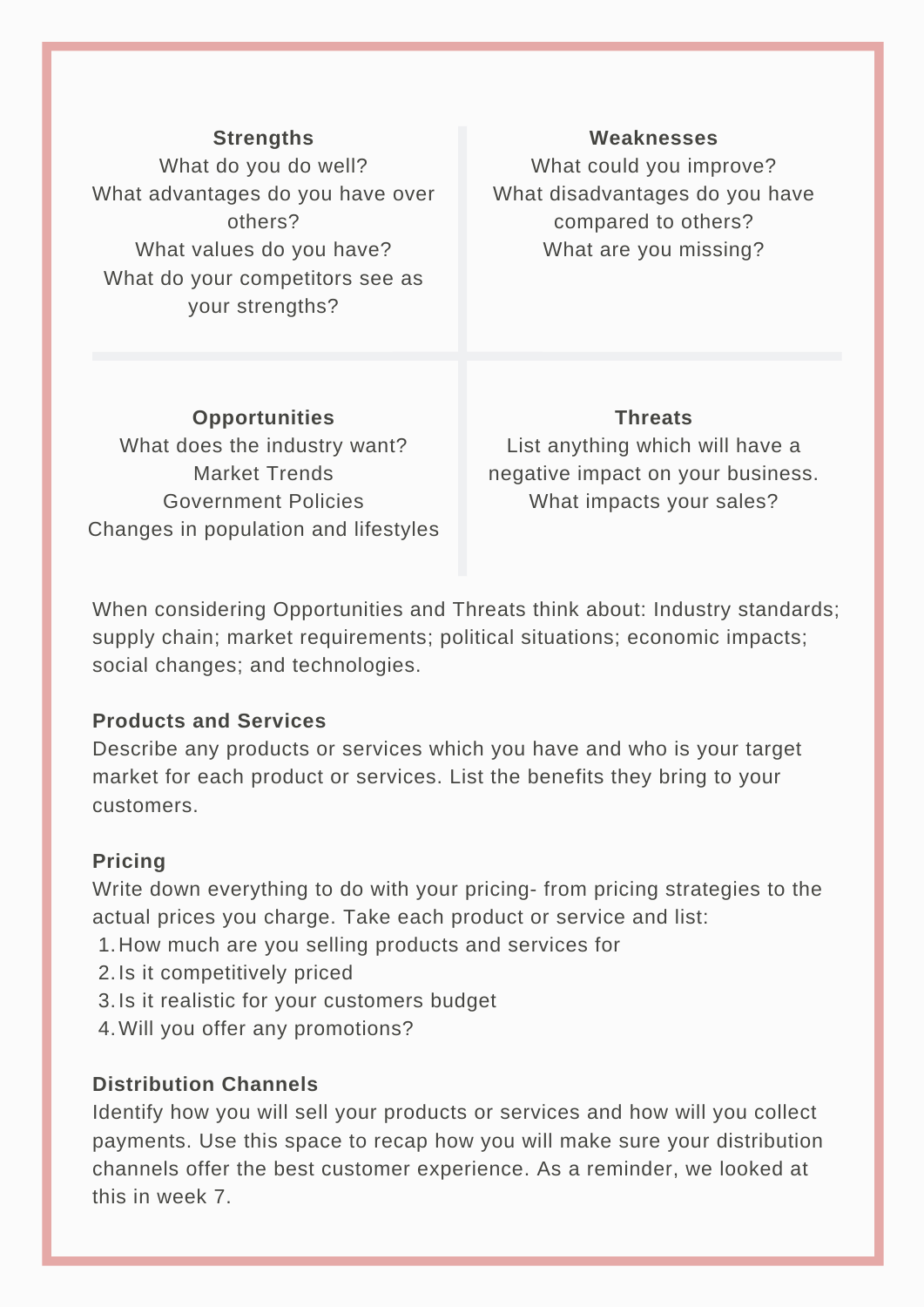**Strengths**

What do you do well?
What advantages do you have over others?
What values do you have?
What do your competitors see as your strengths?

**Weaknesses**

What could you improve?
What disadvantages do you have compared to others?
What are you missing?

**Opportunities**

What does the industry want?
Market Trends
Government Policies
Changes in population and lifestyles

**Threats**

List anything which will have a negative impact on your business.
What impacts your sales?

When considering Opportunities and Threats think about: Industry standards; supply chain; market requirements; political situations; economic impacts; social changes; and technologies.

**Products and Services**

Describe any products or services which you have and who is your target market for each product or services. List the benefits they bring to your customers.

**Pricing**

Write down everything to do with your pricing- from pricing strategies to the actual prices you charge. Take each product or service and list:

1. How much are you selling products and services for
2. Is it competitively priced
3. Is it realistic for your customers budget
4. Will you offer any promotions?

**Distribution Channels**

Identify how you will sell your products or services and how will you collect payments. Use this space to recap how you will make sure your distribution channels offer the best customer experience. As a reminder, we looked at this in week 7.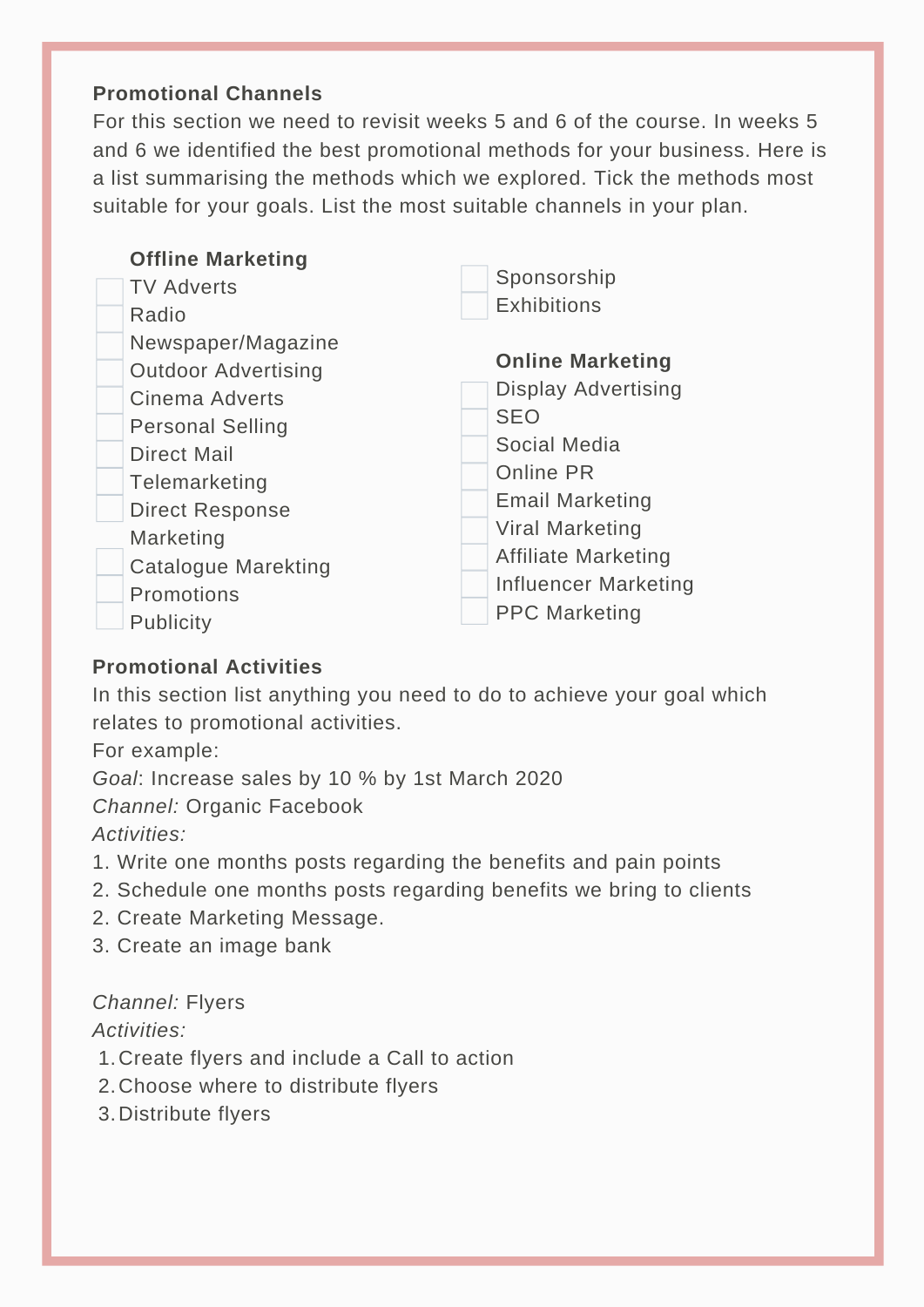**Promotional Channels**

For this section we need to revisit weeks 5 and 6 of the course. In weeks 5 and 6 we identified the best promotional methods for your business. Here is a list summarising the methods which we explored. Tick the methods most suitable for your goals. List the most suitable channels in your plan.

**Offline Marketing**

- [ ] TV Adverts
- [ ] Radio
- [ ] Newspaper/Magazine
- [ ] Outdoor Advertising
- [ ] Cinema Adverts
- [ ] Personal Selling
- [ ] Direct Mail
- [ ] Telemarketing
- [ ] Direct Response Marketing
- [ ] Catalogue Marekting
- [ ] Promotions
- [ ] Publicity
- [ ] Sponsorship
- [ ] Exhibitions

**Online Marketing**

- [ ] Display Advertising
- [ ] SEO
- [ ] Social Media
- [ ] Online PR
- [ ] Email Marketing
- [ ] Viral Marketing
- [ ] Affiliate Marketing
- [ ] Influencer Marketing
- [ ] PPC Marketing

**Promotional Activities**

In this section list anything you need to do to achieve your goal which relates to promotional activities.

For example:

*Goal*: Increase sales by 10 % by 1st March 2020

*Channel:* Organic Facebook

*Activities:*

1. Write one months posts regarding the benefits and pain points
2. Schedule one months posts regarding benefits we bring to clients
2. Create Marketing Message.
3. Create an image bank

*Channel:* Flyers

*Activities:*

1. Create flyers and include a Call to action
2. Choose where to distribute flyers
3. Distribute flyers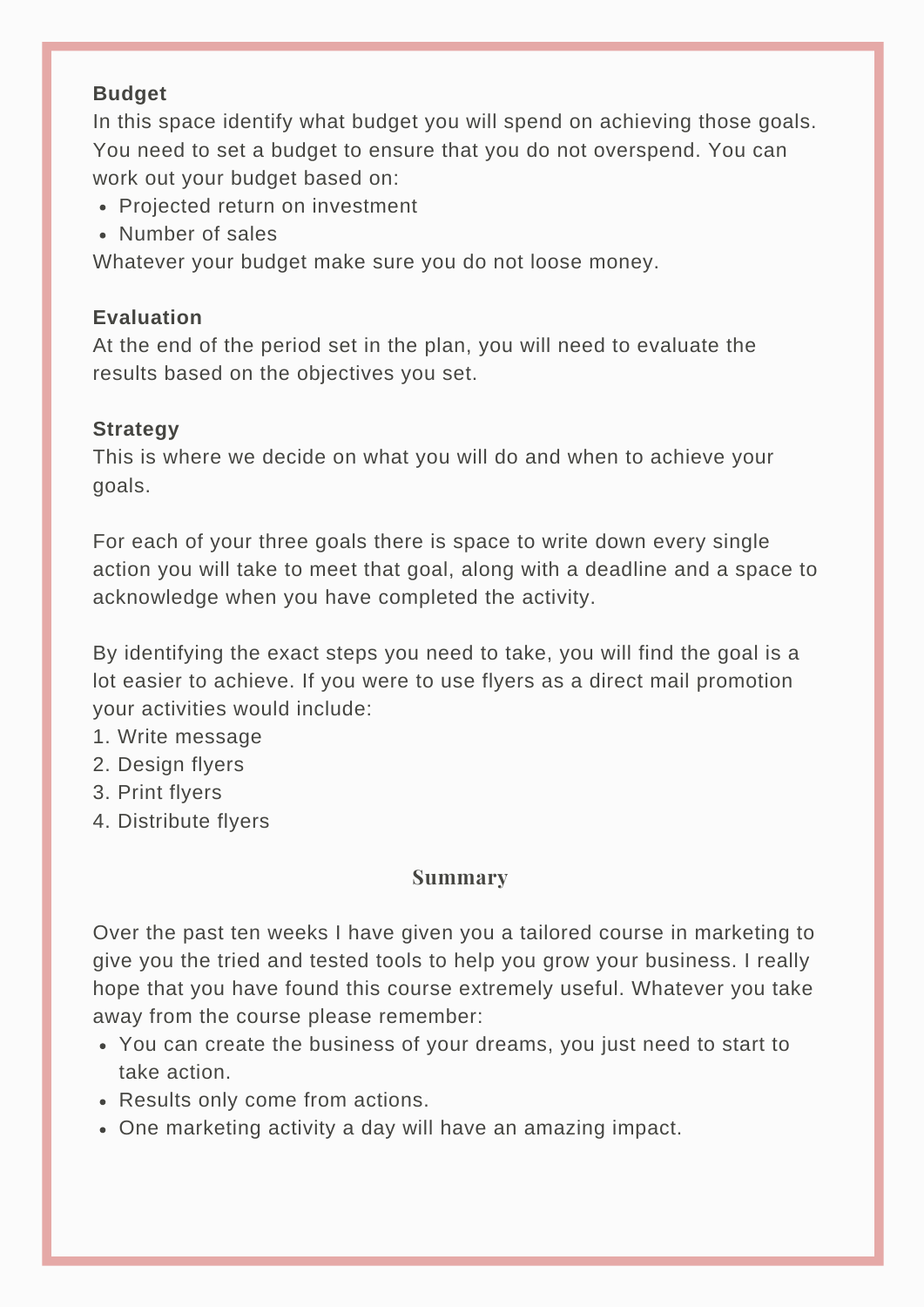**Budget**
In this space identify what budget you will spend on achieving those goals. You need to set a budget to ensure that you do not overspend. You can work out your budget based on:

- Projected return on investment
- Number of sales

Whatever your budget make sure you do not loose money.

**Evaluation**
At the end of the period set in the plan, you will need to evaluate the results based on the objectives you set.

**Strategy**
This is where we decide on what you will do and when to achieve your goals.

For each of your three goals there is space to write down every single action you will take to meet that goal, along with a deadline and a space to acknowledge when you have completed the activity.

By identifying the exact steps you need to take, you will find the goal is a lot easier to achieve. If you were to use flyers as a direct mail promotion your activities would include:

1. Write message
2. Design flyers
3. Print flyers
4. Distribute flyers

## Summary

Over the past ten weeks I have given you a tailored course in marketing to give you the tried and tested tools to help you grow your business. I really hope that you have found this course extremely useful. Whatever you take away from the course please remember:

- You can create the business of your dreams, you just need to start to take action.
- Results only come from actions.
- One marketing activity a day will have an amazing impact.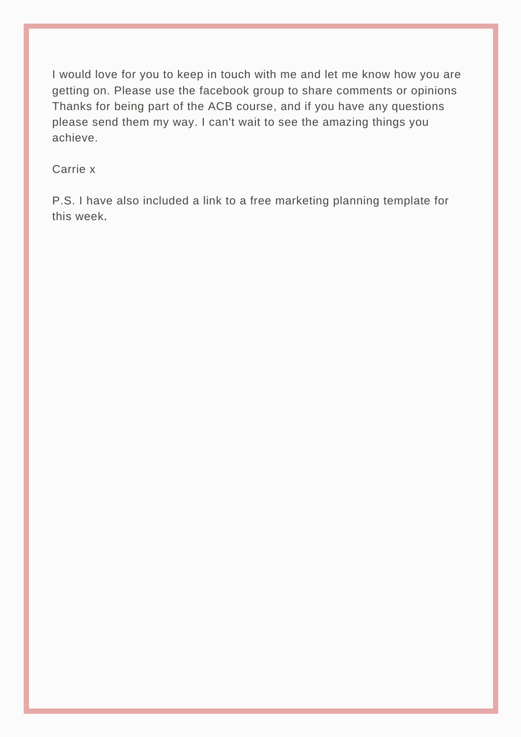I would love for you to keep in touch with me and let me know how you are getting on. Please use the facebook group to share comments or opinions Thanks for being part of the ACB course, and if you have any questions please send them my way. I can't wait to see the amazing things you achieve.

Carrie x

P.S. I have also included a link to a free marketing planning template for this week.